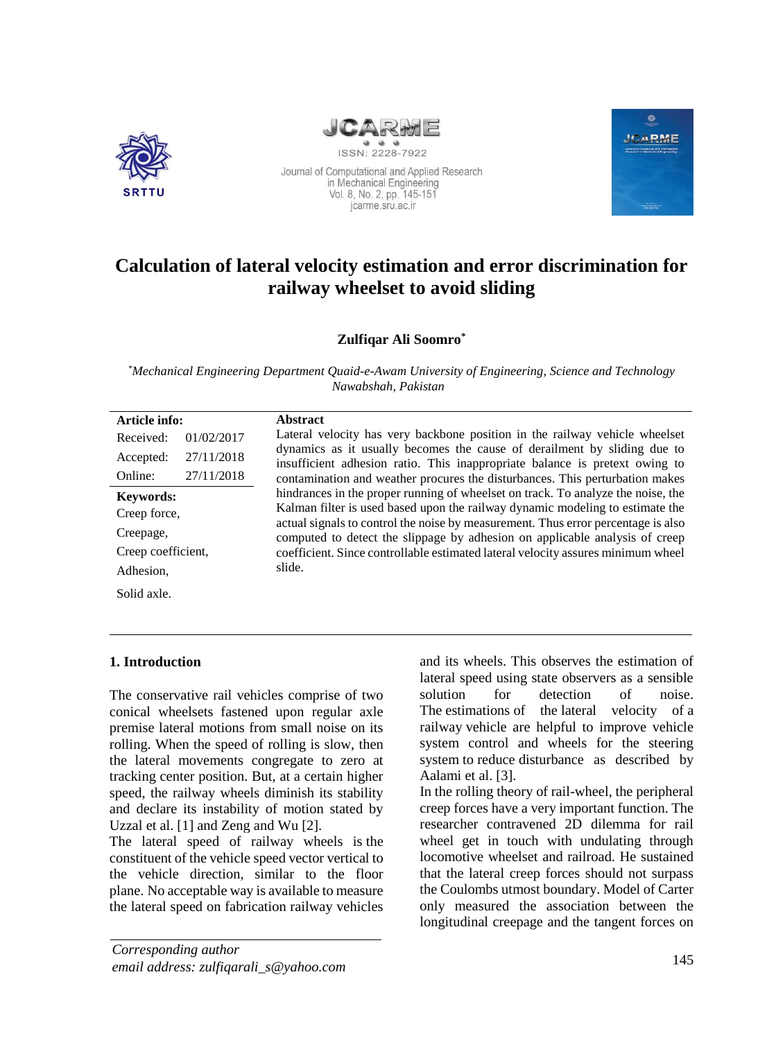Journal of Computational and Applied Research in Mechanical Engineering
Vol. 8, No. 2, pp. 145-151
jcarme.sru.ac.ir
ISSN: 2228-7922

# Calculation of lateral velocity estimation and error discrimination for railway wheelset to avoid sliding

**Zulfiqar Ali Soomro***

*\*Mechanical Engineering Department Quaid-e-Awam University of Engineering, Science and Technology Nawabshah, Pakistan*

| Article info: | |
|---|---|
| Received: | 01/02/2017 |
| Accepted: | 27/11/2018 |
| Online: | 27/11/2018 |

**Keywords:**
Creep force,
Creepage,
Creep coefficient,
Adhesion,
Solid axle.

**Abstract**

Lateral velocity has very backbone position in the railway vehicle wheelset dynamics as it usually becomes the cause of derailment by sliding due to insufficient adhesion ratio. This inappropriate balance is pretext owing to contamination and weather procures the disturbances. This perturbation makes hindrances in the proper running of wheelset on track. To analyze the noise, the Kalman filter is used based upon the railway dynamic modeling to estimate the actual signals to control the noise by measurement. Thus error percentage is also computed to detect the slippage by adhesion on applicable analysis of creep coefficient. Since controllable estimated lateral velocity assures minimum wheel slide.

## 1. Introduction

The conservative rail vehicles comprise of two conical wheelsets fastened upon regular axle premise lateral motions from small noise on its rolling. When the speed of rolling is slow, then the lateral movements congregate to zero at tracking center position. But, at a certain higher speed, the railway wheels diminish its stability and declare its instability of motion stated by Uzzal et al. [1] and Zeng and Wu [2].

The lateral speed of railway wheels is the constituent of the vehicle speed vector vertical to the vehicle direction, similar to the floor plane. No acceptable way is available to measure the lateral speed on fabrication railway vehicles and its wheels. This observes the estimation of lateral speed using state observers as a sensible solution for detection of noise.

The estimations of the lateral velocity of a railway vehicle are helpful to improve vehicle system control and wheels for the steering system to reduce disturbance as described by Aalami et al. [3].

In the rolling theory of rail-wheel, the peripheral creep forces have a very important function. The researcher contravened 2D dilemma for rail wheel get in touch with undulating through locomotive wheelset and railroad. He sustained that the lateral creep forces should not surpass the Coulombs utmost boundary. Model of Carter only measured the association between the longitudinal creepage and the tangent forces on

*Corresponding author*
*email address: zulfiqarali_s@yahoo.com*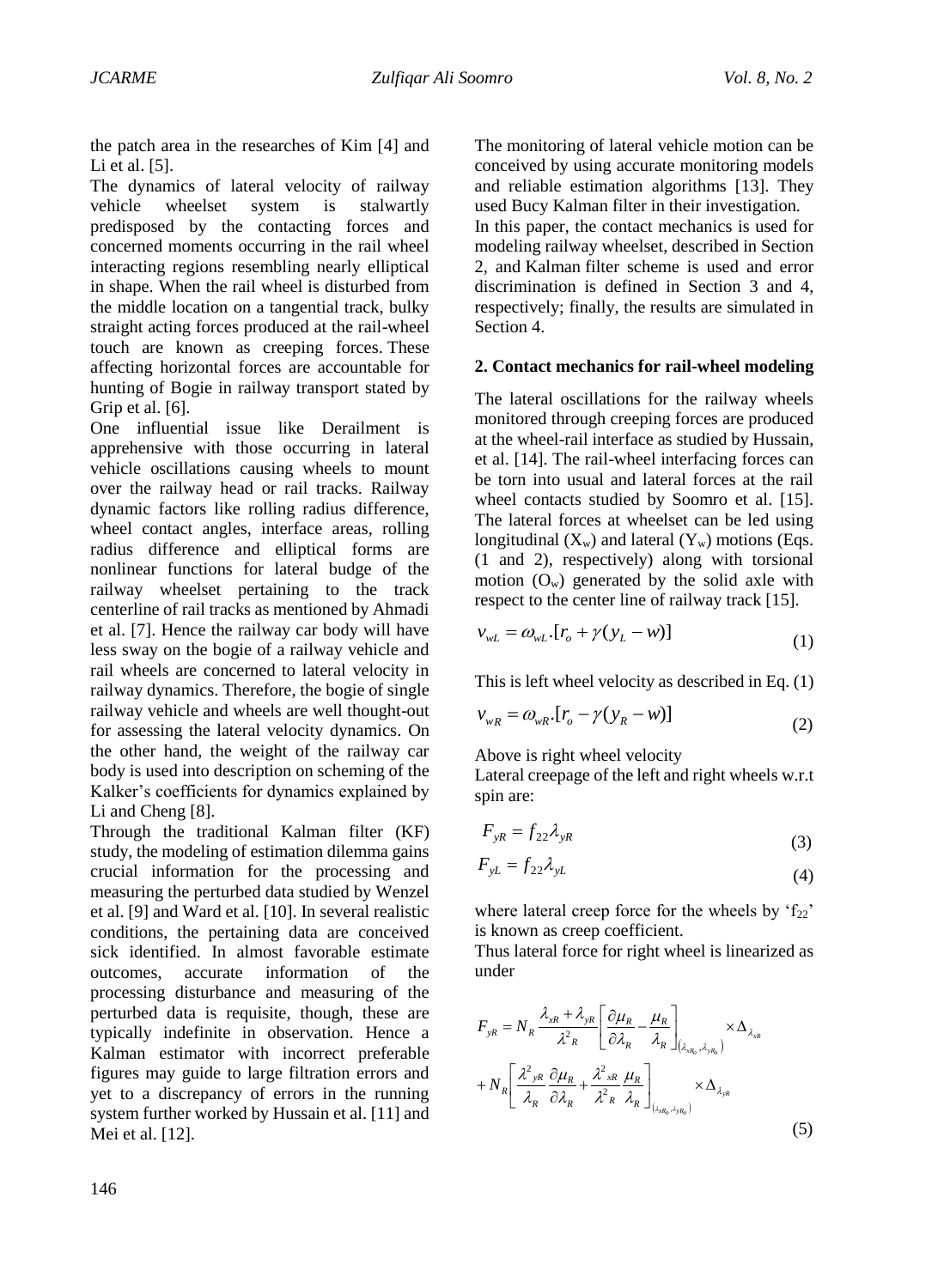the patch area in the researches of Kim [4] and Li et al. [5].

The dynamics of lateral velocity of railway vehicle wheelset system is stalwartly predisposed by the contacting forces and concerned moments occurring in the rail wheel interacting regions resembling nearly elliptical in shape. When the rail wheel is disturbed from the middle location on a tangential track, bulky straight acting forces produced at the rail-wheel touch are known as creeping forces. These affecting horizontal forces are accountable for hunting of Bogie in railway transport stated by Grip et al. [6].

One influential issue like Derailment is apprehensive with those occurring in lateral vehicle oscillations causing wheels to mount over the railway head or rail tracks. Railway dynamic factors like rolling radius difference, wheel contact angles, interface areas, rolling radius difference and elliptical forms are nonlinear functions for lateral budge of the railway wheelset pertaining to the track centerline of rail tracks as mentioned by Ahmadi et al. [7]. Hence the railway car body will have less sway on the bogie of a railway vehicle and rail wheels are concerned to lateral velocity in railway dynamics. Therefore, the bogie of single railway vehicle and wheels are well thought-out for assessing the lateral velocity dynamics. On the other hand, the weight of the railway car body is used into description on scheming of the Kalker's coefficients for dynamics explained by Li and Cheng [8].

Through the traditional Kalman filter (KF) study, the modeling of estimation dilemma gains crucial information for the processing and measuring the perturbed data studied by Wenzel et al. [9] and Ward et al. [10]. In several realistic conditions, the pertaining data are conceived sick identified. In almost favorable estimate outcomes, accurate information of the processing disturbance and measuring of the perturbed data is requisite, though, these are typically indefinite in observation. Hence a Kalman estimator with incorrect preferable figures may guide to large filtration errors and yet to a discrepancy of errors in the running system further worked by Hussain et al. [11] and Mei et al. [12].

The monitoring of lateral vehicle motion can be conceived by using accurate monitoring models and reliable estimation algorithms [13]. They used Bucy Kalman filter in their investigation.

In this paper, the contact mechanics is used for modeling railway wheelset, described in Section 2, and Kalman filter scheme is used and error discrimination is defined in Section 3 and 4, respectively; finally, the results are simulated in Section 4.

## 2. Contact mechanics for rail-wheel modeling

The lateral oscillations for the railway wheels monitored through creeping forces are produced at the wheel-rail interface as studied by Hussain, et al. [14]. The rail-wheel interfacing forces can be torn into usual and lateral forces at the rail wheel contacts studied by Soomro et al. [15]. The lateral forces at wheelset can be led using longitudinal ($X_w$) and lateral ($Y_w$) motions (Eqs. (1 and 2), respectively) along with torsional motion ($O_w$) generated by the solid axle with respect to the center line of railway track [15].

$$v_{wL} = \omega_{wL}.[r_o + \gamma(y_L - w)] \tag{1}$$

This is left wheel velocity as described in Eq. (1)

$$v_{wR} = \omega_{wR}.[r_o - \gamma(y_R - w)] \tag{2}$$

Above is right wheel velocity

Lateral creepage of the left and right wheels w.r.t spin are:

$$F_{yR} = f_{22}\lambda_{yR} \tag{3}$$

$$F_{yL} = f_{22}\lambda_{yL} \tag{4}$$

where lateral creep force for the wheels by '$f_{22}$' is known as creep coefficient.

Thus lateral force for right wheel is linearized as under

$$F_{yR} = N_R \frac{\lambda_{xR} + \lambda_{yR}}{\lambda^2{}_R}\left[\frac{\partial\mu_R}{\partial\lambda_R} - \frac{\mu_R}{\lambda_R}\right]_{\left(\lambda_{xR_0},\lambda_{yR_0}\right)} \times \Delta_{\lambda_{xR}} + N_R\left[\frac{\lambda^2{}_{yR}}{\lambda_R}\frac{\partial\mu_R}{\partial\lambda_R} + \frac{\lambda^2{}_{xR}}{\lambda^2{}_R}\frac{\mu_R}{\lambda_R}\right]_{\left(\lambda_{xR_0},\lambda_{yR_0}\right)} \times \Delta_{\lambda_{yR}} \tag{5}$$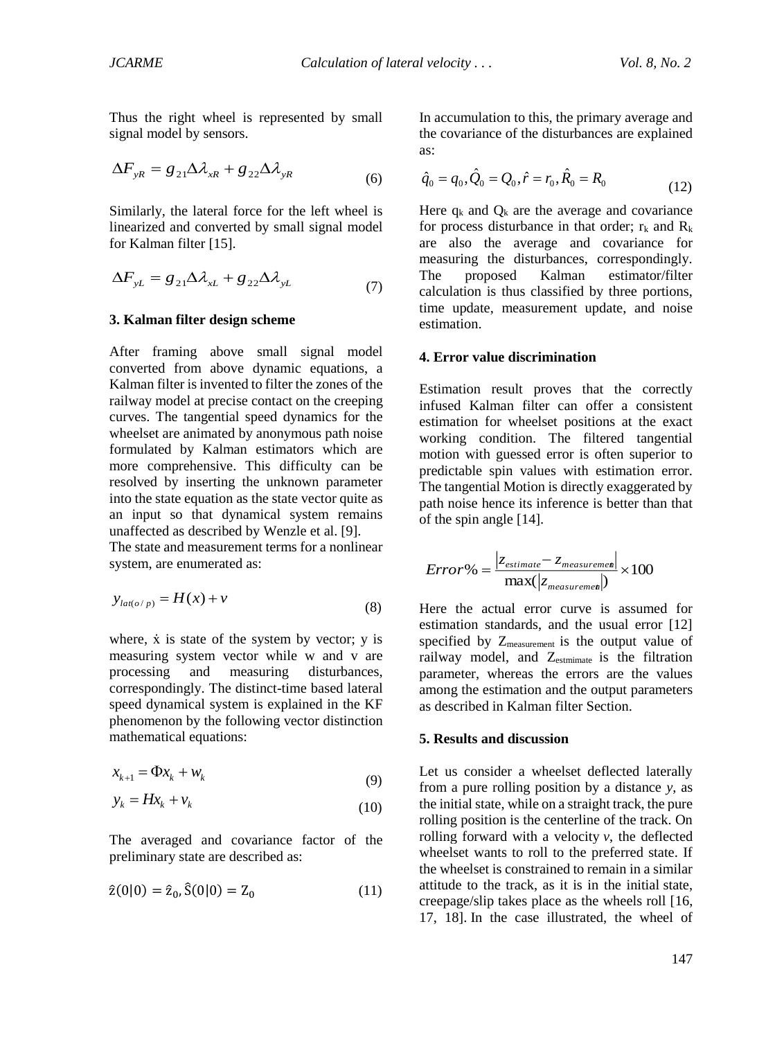Thus the right wheel is represented by small signal model by sensors.

$$\Delta F_{yR} = g_{21}\Delta\lambda_{xR} + g_{22}\Delta\lambda_{yR} \tag{6}$$

Similarly, the lateral force for the left wheel is linearized and converted by small signal model for Kalman filter [15].

$$\Delta F_{yL} = g_{21}\Delta\lambda_{xL} + g_{22}\Delta\lambda_{yL} \tag{7}$$

### 3. Kalman filter design scheme

After framing above small signal model converted from above dynamic equations, a Kalman filter is invented to filter the zones of the railway model at precise contact on the creeping curves. The tangential speed dynamics for the wheelset are animated by anonymous path noise formulated by Kalman estimators which are more comprehensive. This difficulty can be resolved by inserting the unknown parameter into the state equation as the state vector quite as an input so that dynamical system remains unaffected as described by Wenzle et al. [9].

The state and measurement terms for a nonlinear system, are enumerated as:

$$y_{lat(o/p)} = H(x) + v \tag{8}$$

where, ẋ is state of the system by vector; y is measuring system vector while w and v are processing and measuring disturbances, correspondingly. The distinct-time based lateral speed dynamical system is explained in the KF phenomenon by the following vector distinction mathematical equations:

$$x_{k+1} = \Phi x_k + w_k \tag{9}$$

$$y_k = Hx_k + v_k \tag{10}$$

The averaged and covariance factor of the preliminary state are described as:

$$\hat{z}(0|0) = \hat{z}_0, \hat{S}(0|0) = Z_0 \tag{11}$$

In accumulation to this, the primary average and the covariance of the disturbances are explained as:

$$\hat{q}_0 = q_0, \hat{Q}_0 = Q_0, \hat{r} = r_0, \hat{R}_0 = R_0 \tag{12}$$

Here $q_k$ and $Q_k$ are the average and covariance for process disturbance in that order; $r_k$ and $R_k$ are also the average and covariance for measuring the disturbances, correspondingly. The proposed Kalman estimator/filter calculation is thus classified by three portions, time update, measurement update, and noise estimation.

### 4. Error value discrimination

Estimation result proves that the correctly infused Kalman filter can offer a consistent estimation for wheelset positions at the exact working condition. The filtered tangential motion with guessed error is often superior to predictable spin values with estimation error. The tangential Motion is directly exaggerated by path noise hence its inference is better than that of the spin angle [14].

$$Error\% = \frac{|z_{estimate} - z_{measurement}|}{\max(|z_{measurement}|)} \times 100$$

Here the actual error curve is assumed for estimation standards, and the usual error [12] specified by $Z_{measurement}$ is the output value of railway model, and $Z_{estmimate}$ is the filtration parameter, whereas the errors are the values among the estimation and the output parameters as described in Kalman filter Section.

### 5. Results and discussion

Let us consider a wheelset deflected laterally from a pure rolling position by a distance *y*, as the initial state, while on a straight track, the pure rolling position is the centerline of the track. On rolling forward with a velocity *v*, the deflected wheelset wants to roll to the preferred state. If the wheelset is constrained to remain in a similar attitude to the track, as it is in the initial state, creepage/slip takes place as the wheels roll [16, 17, 18]. In the case illustrated, the wheel of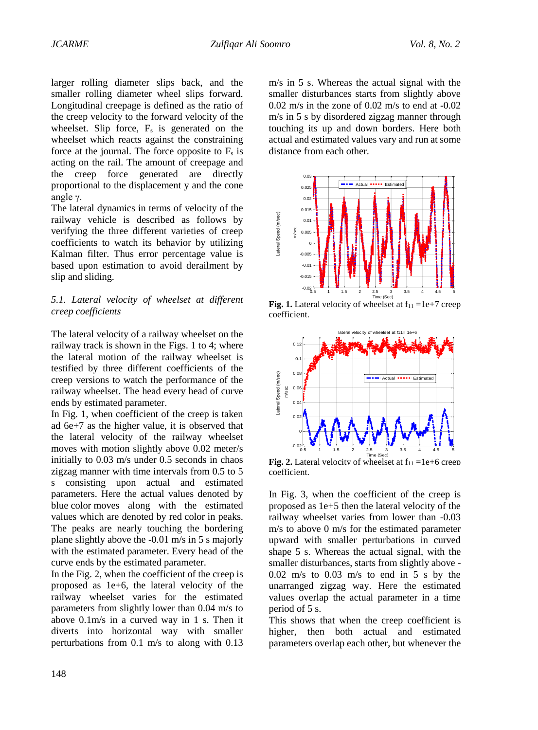larger rolling diameter slips back, and the smaller rolling diameter wheel slips forward. Longitudinal creepage is defined as the ratio of the creep velocity to the forward velocity of the wheelset. Slip force, $F_s$ is generated on the wheelset which reacts against the constraining force at the journal. The force opposite to $F_s$ is acting on the rail. The amount of creepage and the creep force generated are directly proportional to the displacement y and the cone angle γ.

The lateral dynamics in terms of velocity of the railway vehicle is described as follows by verifying the three different varieties of creep coefficients to watch its behavior by utilizing Kalman filter. Thus error percentage value is based upon estimation to avoid derailment by slip and sliding.

### *5.1. Lateral velocity of wheelset at different creep coefficients*

The lateral velocity of a railway wheelset on the railway track is shown in the Figs. 1 to 4; where the lateral motion of the railway wheelset is testified by three different coefficients of the creep versions to watch the performance of the railway wheelset. The head every head of curve ends by estimated parameter.

In Fig. 1, when coefficient of the creep is taken ad 6e+7 as the higher value, it is observed that the lateral velocity of the railway wheelset moves with motion slightly above 0.02 meter/s initially to 0.03 m/s under 0.5 seconds in chaos zigzag manner with time intervals from 0.5 to 5 s consisting upon actual and estimated parameters. Here the actual values denoted by blue color moves along with the estimated values which are denoted by red color in peaks. The peaks are nearly touching the bordering plane slightly above the -0.01 m/s in 5 s majorly with the estimated parameter. Every head of the curve ends by the estimated parameter.

In the Fig. 2, when the coefficient of the creep is proposed as 1e+6, the lateral velocity of the railway wheelset varies for the estimated parameters from slightly lower than 0.04 m/s to above 0.1m/s in a curved way in 1 s. Then it diverts into horizontal way with smaller perturbations from 0.1 m/s to along with 0.13 m/s in 5 s. Whereas the actual signal with the smaller disturbances starts from slightly above 0.02 m/s in the zone of 0.02 m/s to end at -0.02 m/s in 5 s by disordered zigzag manner through touching its up and down borders. Here both actual and estimated values vary and run at some distance from each other.

**Fig. 1.** Lateral velocity of wheelset at $f_{11}$ =1e+7 creep coefficient.

**Fig. 2.** Lateral velocity of wheelset at $f_{11}$ =1e+6 creep coefficient.

In Fig. 3, when the coefficient of the creep is proposed as 1e+5 then the lateral velocity of the railway wheelset varies from lower than -0.03 m/s to above 0 m/s for the estimated parameter upward with smaller perturbations in curved shape 5 s. Whereas the actual signal, with the smaller disturbances, starts from slightly above -0.02 m/s to 0.03 m/s to end in 5 s by the unarranged zigzag way. Here the estimated values overlap the actual parameter in a time period of 5 s.

This shows that when the creep coefficient is higher, then both actual and estimated parameters overlap each other, but whenever the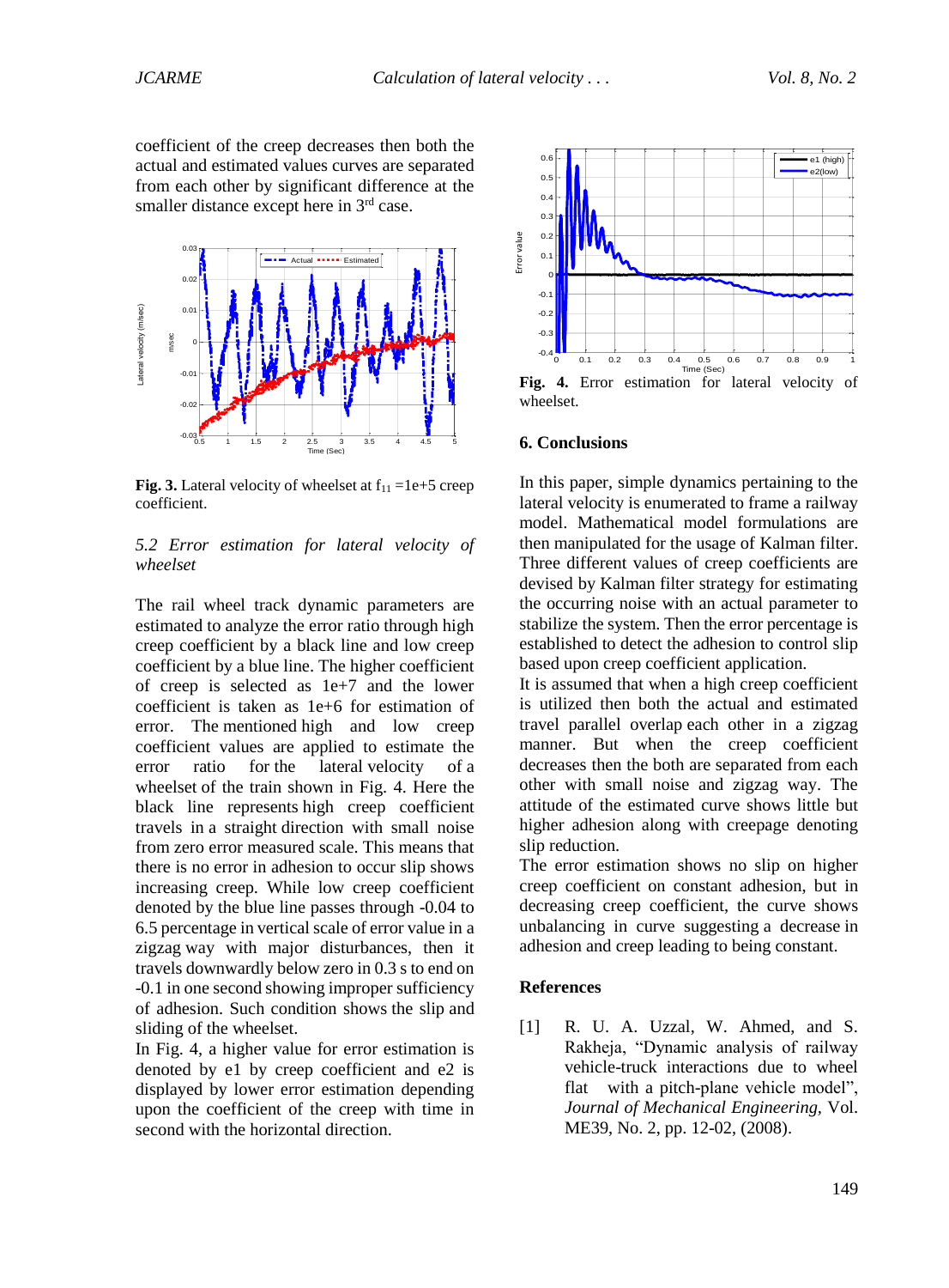coefficient of the creep decreases then both the actual and estimated values curves are separated from each other by significant difference at the smaller distance except here in 3rd case.

**Fig. 3.** Lateral velocity of wheelset at $f_{11}$ =1e+5 creep coefficient.

### *5.2 Error estimation for lateral velocity of wheelset*

The rail wheel track dynamic parameters are estimated to analyze the error ratio through high creep coefficient by a black line and low creep coefficient by a blue line. The higher coefficient of creep is selected as 1e+7 and the lower coefficient is taken as 1e+6 for estimation of error. The mentioned high and low creep coefficient values are applied to estimate the error ratio for the lateral velocity of a wheelset of the train shown in Fig. 4. Here the black line represents high creep coefficient travels in a straight direction with small noise from zero error measured scale. This means that there is no error in adhesion to occur slip shows increasing creep. While low creep coefficient denoted by the blue line passes through -0.04 to 6.5 percentage in vertical scale of error value in a zigzag way with major disturbances, then it travels downwardly below zero in 0.3 s to end on -0.1 in one second showing improper sufficiency of adhesion. Such condition shows the slip and sliding of the wheelset.

In Fig. 4, a higher value for error estimation is denoted by e1 by creep coefficient and e2 is displayed by lower error estimation depending upon the coefficient of the creep with time in second with the horizontal direction.

**Fig. 4.** Error estimation for lateral velocity of wheelset.

## 6. Conclusions

In this paper, simple dynamics pertaining to the lateral velocity is enumerated to frame a railway model. Mathematical model formulations are then manipulated for the usage of Kalman filter. Three different values of creep coefficients are devised by Kalman filter strategy for estimating the occurring noise with an actual parameter to stabilize the system. Then the error percentage is established to detect the adhesion to control slip based upon creep coefficient application.

It is assumed that when a high creep coefficient is utilized then both the actual and estimated travel parallel overlap each other in a zigzag manner. But when the creep coefficient decreases then the both are separated from each other with small noise and zigzag way. The attitude of the estimated curve shows little but higher adhesion along with creepage denoting slip reduction.

The error estimation shows no slip on higher creep coefficient on constant adhesion, but in decreasing creep coefficient, the curve shows unbalancing in curve suggesting a decrease in adhesion and creep leading to being constant.

## References

[1] R. U. A. Uzzal, W. Ahmed, and S. Rakheja, "Dynamic analysis of railway vehicle-truck interactions due to wheel flat with a pitch-plane vehicle model", *Journal of Mechanical Engineering*, Vol. ME39, No. 2, pp. 12-02, (2008).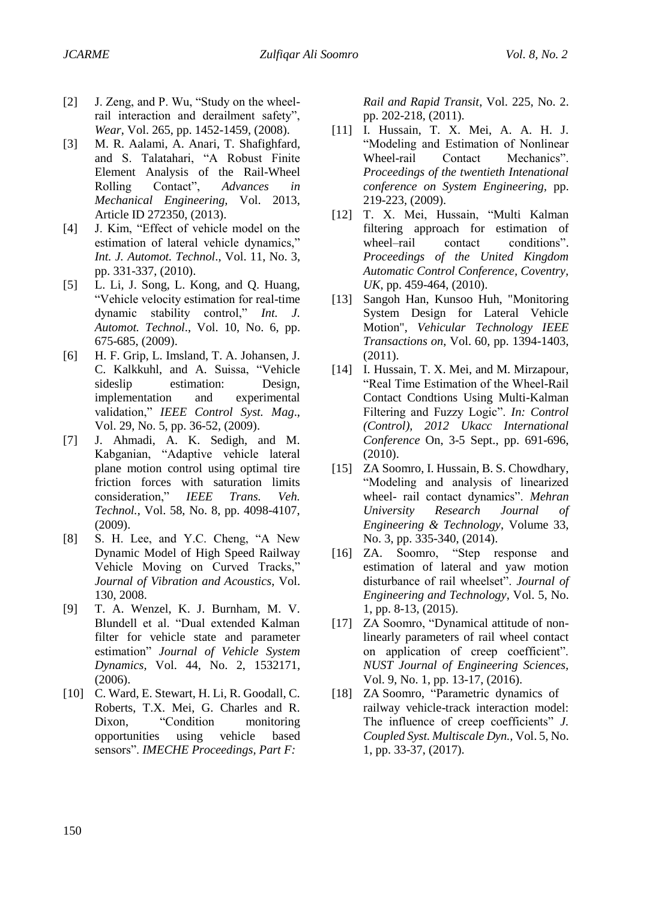[2] J. Zeng, and P. Wu, "Study on the wheel-rail interaction and derailment safety", *Wear*, Vol. 265, pp. 1452-1459, (2008).

[3] M. R. Aalami, A. Anari, T. Shafighfard, and S. Talatahari, "A Robust Finite Element Analysis of the Rail-Wheel Rolling Contact", *Advances in Mechanical Engineering,* Vol. 2013, Article ID 272350, (2013).

[4] J. Kim, "Effect of vehicle model on the estimation of lateral vehicle dynamics," *Int. J. Automot. Technol*., Vol. 11, No. 3, pp. 331-337, (2010).

[5] L. Li, J. Song, L. Kong, and Q. Huang, "Vehicle velocity estimation for real-time dynamic stability control," *Int. J. Automot. Technol*., Vol. 10, No. 6, pp. 675-685, (2009).

[6] H. F. Grip, L. Imsland, T. A. Johansen, J. C. Kalkkuhl, and A. Suissa, "Vehicle sideslip estimation: Design, implementation and experimental validation," *IEEE Control Syst. Mag*., Vol. 29, No. 5, pp. 36-52, (2009).

[7] J. Ahmadi, A. K. Sedigh, and M. Kabganian, "Adaptive vehicle lateral plane motion control using optimal tire friction forces with saturation limits consideration," *IEEE Trans. Veh. Technol.*, Vol. 58, No. 8, pp. 4098-4107, (2009).

[8] S. H. Lee, and Y.C. Cheng, "A New Dynamic Model of High Speed Railway Vehicle Moving on Curved Tracks," *Journal of Vibration and Acoustics*, Vol. 130, 2008.

[9] T. A. Wenzel, K. J. Burnham, M. V. Blundell et al. "Dual extended Kalman filter for vehicle state and parameter estimation" *Journal of Vehicle System Dynamics,* Vol. 44, No. 2, 1532171, (2006).

[10] C. Ward, E. Stewart, H. Li, R. Goodall, C. Roberts, T.X. Mei, G. Charles and R. Dixon, "Condition monitoring opportunities using vehicle based sensors". *IMECHE Proceedings, Part F: Rail and Rapid Transit*, Vol. 225, No. 2. pp. 202-218, (2011).

[11] I. Hussain, T. X. Mei, A. A. H. J. "Modeling and Estimation of Nonlinear Wheel-rail Contact Mechanics". *Proceedings of the twentieth Intenational conference on System Engineering*, pp. 219-223, (2009).

[12] T. X. Mei, Hussain, "Multi Kalman filtering approach for estimation of wheel–rail contact conditions". *Proceedings of the United Kingdom Automatic Control Conference, Coventry, UK*, pp. 459-464, (2010).

[13] Sangoh Han, Kunsoo Huh, "Monitoring System Design for Lateral Vehicle Motion", *Vehicular Technology IEEE Transactions on*, Vol. 60, pp. 1394-1403, (2011).

[14] I. Hussain, T. X. Mei, and M. Mirzapour, "Real Time Estimation of the Wheel-Rail Contact Condtions Using Multi-Kalman Filtering and Fuzzy Logic". *In: Control (Control), 2012 Ukacc International Conference* On, 3-5 Sept., pp. 691-696, (2010).

[15] ZA Soomro, I. Hussain, B. S. Chowdhary, "Modeling and analysis of linearized wheel- rail contact dynamics". *Mehran University Research Journal of Engineering & Technology*, Volume 33, No. 3, pp. 335-340, (2014).

[16] ZA. Soomro, "Step response and estimation of lateral and yaw motion disturbance of rail wheelset". *Journal of Engineering and Technology*, Vol. 5, No. 1, pp. 8-13, (2015).

[17] ZA Soomro, "Dynamical attitude of non-linearly parameters of rail wheel contact on application of creep coefficient". *NUST Journal of Engineering Sciences*, Vol. 9, No. 1, pp. 13-17, (2016).

[18] ZA Soomro, "Parametric dynamics of railway vehicle-track interaction model: The influence of creep coefficients" *J. Coupled Syst. Multiscale Dyn.*, Vol. 5, No. 1, pp. 33-37, (2017).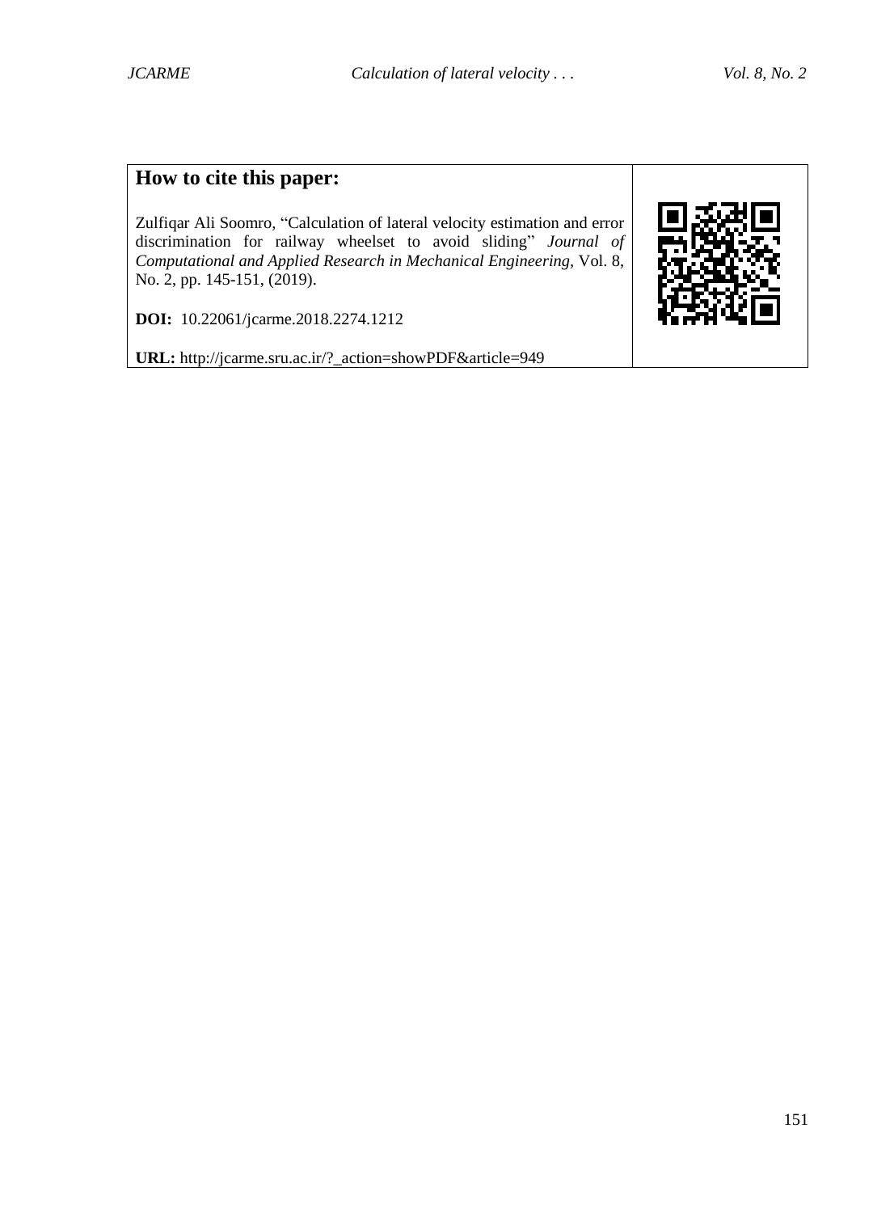**How to cite this paper:**

Zulfiqar Ali Soomro, "Calculation of lateral velocity estimation and error discrimination for railway wheelset to avoid sliding" *Journal of Computational and Applied Research in Mechanical Engineering*, Vol. 8, No. 2, pp. 145-151, (2019).

**DOI:** 10.22061/jcarme.2018.2274.1212

**URL:** http://jcarme.sru.ac.ir/?_action=showPDF&article=949